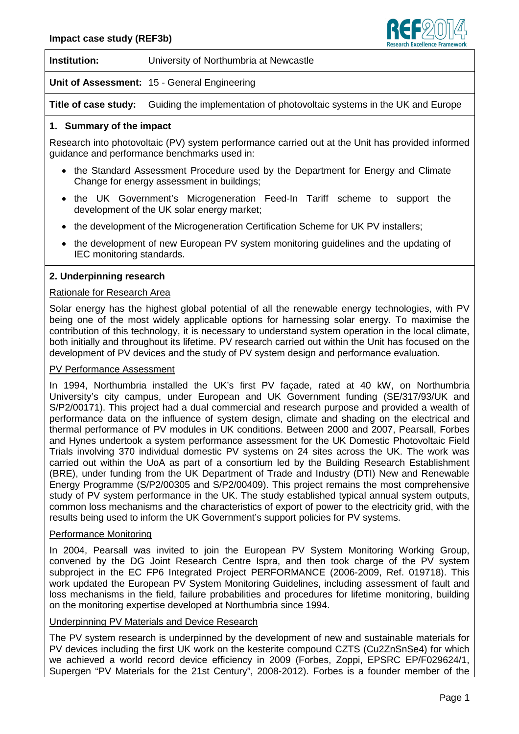**Impact case study (REF3b)**

**Institution:** University of Northumbria at Newcastle

**Unit of Assessment:** 15 - General Engineering

**Title of case study:** Guiding the implementation of photovoltaic systems in the UK and Europe

## 1. Summary of the impact

Research into photovoltaic (PV) system performance carried out at the Unit has provided informed guidance and performance benchmarks used in:

- the Standard Assessment Procedure used by the Department for Energy and Climate Change for energy assessment in buildings;
- the UK Government's Microgeneration Feed-In Tariff scheme to support the development of the UK solar energy market;
- the development of the Microgeneration Certification Scheme for UK PV installers;
- the development of new European PV system monitoring guidelines and the updating of IEC monitoring standards.

## 2. Underpinning research

Rationale for Research Area

Solar energy has the highest global potential of all the renewable energy technologies, with PV being one of the most widely applicable options for harnessing solar energy. To maximise the contribution of this technology, it is necessary to understand system operation in the local climate, both initially and throughout its lifetime. PV research carried out within the Unit has focused on the development of PV devices and the study of PV system design and performance evaluation.

PV Performance Assessment

In 1994, Northumbria installed the UK's first PV façade, rated at 40 kW, on Northumbria University's city campus, under European and UK Government funding (SE/317/93/UK and S/P2/00171). This project had a dual commercial and research purpose and provided a wealth of performance data on the influence of system design, climate and shading on the electrical and thermal performance of PV modules in UK conditions. Between 2000 and 2007, Pearsall, Forbes and Hynes undertook a system performance assessment for the UK Domestic Photovoltaic Field Trials involving 370 individual domestic PV systems on 24 sites across the UK. The work was carried out within the UoA as part of a consortium led by the Building Research Establishment (BRE), under funding from the UK Department of Trade and Industry (DTI) New and Renewable Energy Programme (S/P2/00305 and S/P2/00409). This project remains the most comprehensive study of PV system performance in the UK. The study established typical annual system outputs, common loss mechanisms and the characteristics of export of power to the electricity grid, with the results being used to inform the UK Government's support policies for PV systems.

Performance Monitoring

In 2004, Pearsall was invited to join the European PV System Monitoring Working Group, convened by the DG Joint Research Centre Ispra, and then took charge of the PV system subproject in the EC FP6 Integrated Project PERFORMANCE (2006-2009, Ref. 019718). This work updated the European PV System Monitoring Guidelines, including assessment of fault and loss mechanisms in the field, failure probabilities and procedures for lifetime monitoring, building on the monitoring expertise developed at Northumbria since 1994.

Underpinning PV Materials and Device Research

The PV system research is underpinned by the development of new and sustainable materials for PV devices including the first UK work on the kesterite compound CZTS ($Cu_2ZnSnSe_4$) for which we achieved a world record device efficiency in 2009 (Forbes, Zoppi, EPSRC EP/F029624/1, Supergen "PV Materials for the 21st Century", 2008-2012). Forbes is a founder member of the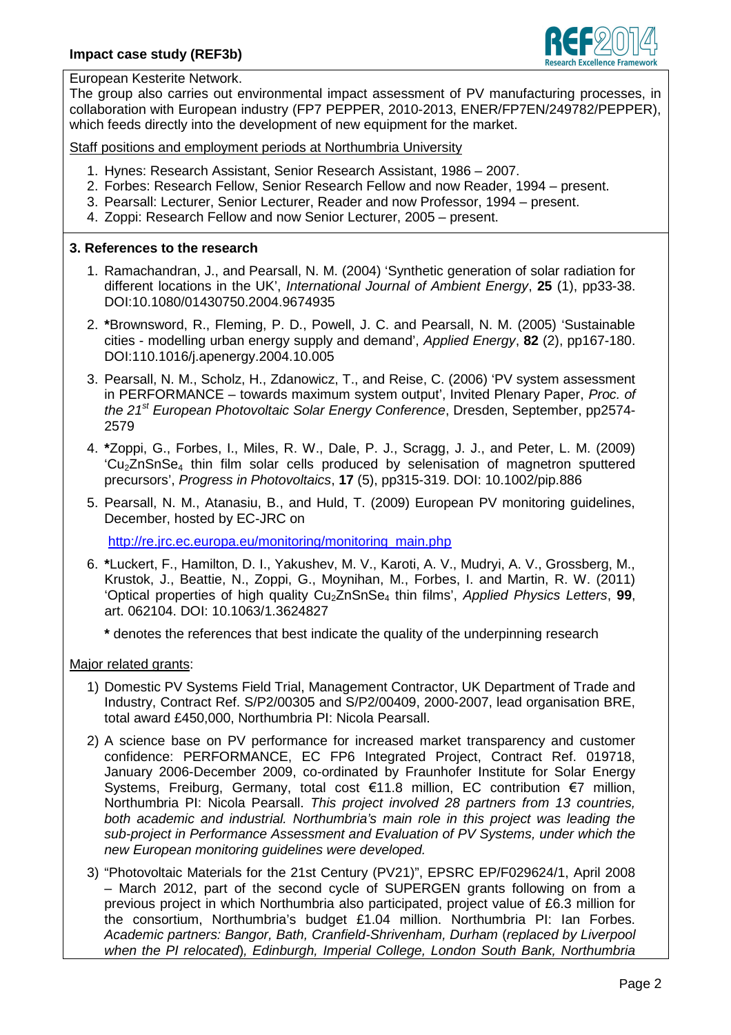European Kesterite Network.

The group also carries out environmental impact assessment of PV manufacturing processes, in collaboration with European industry (FP7 PEPPER, 2010-2013, ENER/FP7EN/249782/PEPPER), which feeds directly into the development of new equipment for the market.

Staff positions and employment periods at Northumbria University

1. Hynes: Research Assistant, Senior Research Assistant, 1986 – 2007.
2. Forbes: Research Fellow, Senior Research Fellow and now Reader, 1994 – present.
3. Pearsall: Lecturer, Senior Lecturer, Reader and now Professor, 1994 – present.
4. Zoppi: Research Fellow and now Senior Lecturer, 2005 – present.

### 3. References to the research

1. Ramachandran, J., and Pearsall, N. M. (2004) 'Synthetic generation of solar radiation for different locations in the UK', *International Journal of Ambient Energy*, **25** (1), pp33-38. DOI:10.1080/01430750.2004.9674935
2. **\***Brownsword, R., Fleming, P. D., Powell, J. C. and Pearsall, N. M. (2005) 'Sustainable cities - modelling urban energy supply and demand', *Applied Energy*, **82** (2), pp167-180. DOI:110.1016/j.apenergy.2004.10.005
3. Pearsall, N. M., Scholz, H., Zdanowicz, T., and Reise, C. (2006) 'PV system assessment in PERFORMANCE – towards maximum system output', Invited Plenary Paper, *Proc. of the 21st European Photovoltaic Solar Energy Conference*, Dresden, September, pp2574-2579
4. **\***Zoppi, G., Forbes, I., Miles, R. W., Dale, P. J., Scragg, J. J., and Peter, L. M. (2009) '$Cu_2ZnSnSe_4$ thin film solar cells produced by selenisation of magnetron sputtered precursors', *Progress in Photovoltaics*, **17** (5), pp315-319. DOI: 10.1002/pip.886
5. Pearsall, N. M., Atanasiu, B., and Huld, T. (2009) European PV monitoring guidelines, December, hosted by EC-JRC on

   http://re.jrc.ec.europa.eu/monitoring/monitoring_main.php
6. **\***Luckert, F., Hamilton, D. I., Yakushev, M. V., Karoti, A. V., Mudryi, A. V., Grossberg, M., Krustok, J., Beattie, N., Zoppi, G., Moynihan, M., Forbes, I. and Martin, R. W. (2011) 'Optical properties of high quality $Cu_2ZnSnSe_4$ thin films', *Applied Physics Letters*, **99**, art. 062104. DOI: 10.1063/1.3624827

   **\*** denotes the references that best indicate the quality of the underpinning research

Major related grants:

1) Domestic PV Systems Field Trial, Management Contractor, UK Department of Trade and Industry, Contract Ref. S/P2/00305 and S/P2/00409, 2000-2007, lead organisation BRE, total award £450,000, Northumbria PI: Nicola Pearsall.
2) A science base on PV performance for increased market transparency and customer confidence: PERFORMANCE, EC FP6 Integrated Project, Contract Ref. 019718, January 2006-December 2009, co-ordinated by Fraunhofer Institute for Solar Energy Systems, Freiburg, Germany, total cost €11.8 million, EC contribution €7 million, Northumbria PI: Nicola Pearsall. *This project involved 28 partners from 13 countries, both academic and industrial. Northumbria's main role in this project was leading the sub-project in Performance Assessment and Evaluation of PV Systems, under which the new European monitoring guidelines were developed.*
3) "Photovoltaic Materials for the 21st Century (PV21)", EPSRC EP/F029624/1, April 2008 – March 2012, part of the second cycle of SUPERGEN grants following on from a previous project in which Northumbria also participated, project value of £6.3 million for the consortium, Northumbria's budget £1.04 million. Northumbria PI: Ian Forbes. *Academic partners: Bangor, Bath, Cranfield-Shrivenham, Durham* (*replaced by Liverpool when the PI relocated*)*, Edinburgh, Imperial College, London South Bank, Northumbria*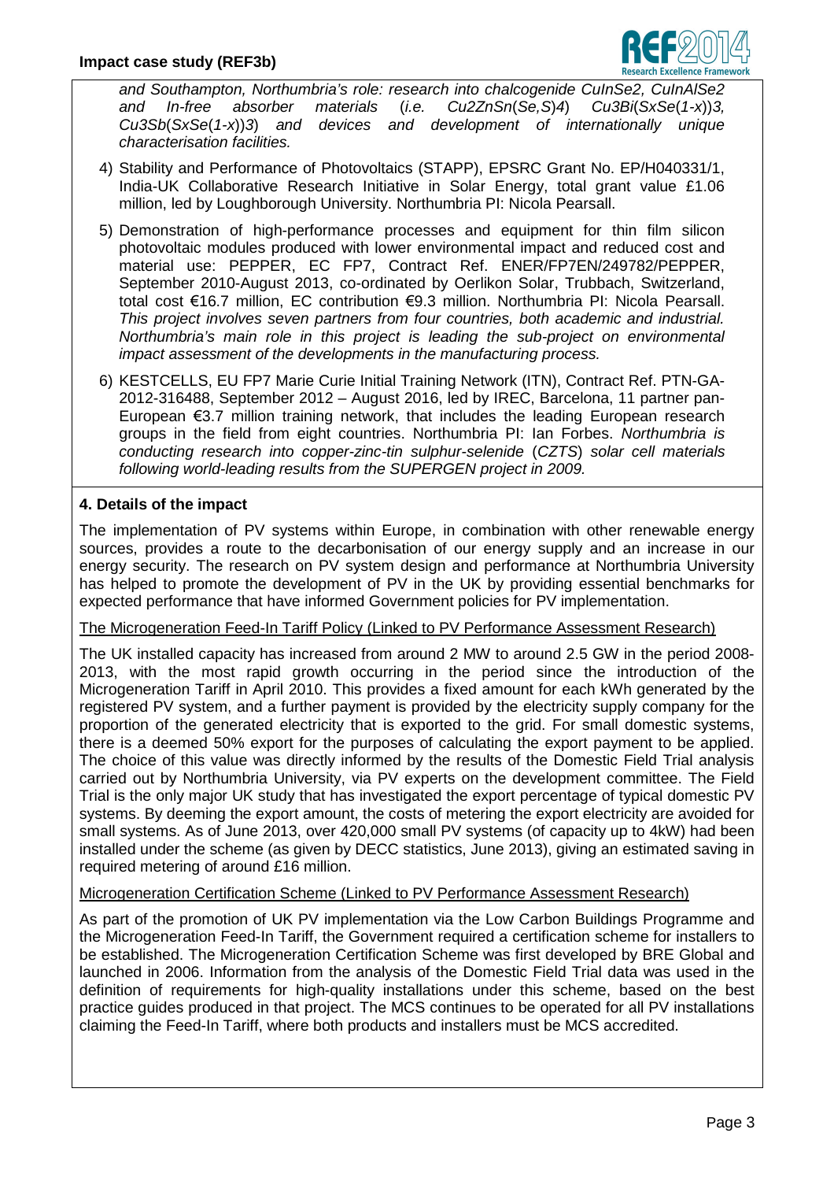*and Southampton, Northumbria's role: research into chalcogenide $CuInSe_2$, $CuInAlSe_2$ and In-free absorber materials (i.e. $Cu_2ZnSn(Se,S)_4$) $Cu_3Bi(S_xSe_{(1-x)})_3$, $Cu_3Sb(S_xSe_{(1-x)})_3$) and devices and development of internationally unique characterisation facilities.*

4) Stability and Performance of Photovoltaics (STAPP), EPSRC Grant No. EP/H040331/1, India-UK Collaborative Research Initiative in Solar Energy, total grant value £1.06 million, led by Loughborough University. Northumbria PI: Nicola Pearsall.

5) Demonstration of high-performance processes and equipment for thin film silicon photovoltaic modules produced with lower environmental impact and reduced cost and material use: PEPPER, EC FP7, Contract Ref. ENER/FP7EN/249782/PEPPER, September 2010-August 2013, co-ordinated by Oerlikon Solar, Trubbach, Switzerland, total cost €16.7 million, EC contribution €9.3 million. Northumbria PI: Nicola Pearsall. *This project involves seven partners from four countries, both academic and industrial. Northumbria's main role in this project is leading the sub-project on environmental impact assessment of the developments in the manufacturing process.*

6) KESTCELLS, EU FP7 Marie Curie Initial Training Network (ITN), Contract Ref. PTN-GA-2012-316488, September 2012 – August 2016, led by IREC, Barcelona, 11 partner pan-European €3.7 million training network, that includes the leading European research groups in the field from eight countries. Northumbria PI: Ian Forbes. *Northumbria is conducting research into copper-zinc-tin sulphur-selenide (CZTS) solar cell materials following world-leading results from the SUPERGEN project in 2009.*

## 4. Details of the impact

The implementation of PV systems within Europe, in combination with other renewable energy sources, provides a route to the decarbonisation of our energy supply and an increase in our energy security. The research on PV system design and performance at Northumbria University has helped to promote the development of PV in the UK by providing essential benchmarks for expected performance that have informed Government policies for PV implementation.

The Microgeneration Feed-In Tariff Policy (Linked to PV Performance Assessment Research)

The UK installed capacity has increased from around 2 MW to around 2.5 GW in the period 2008-2013, with the most rapid growth occurring in the period since the introduction of the Microgeneration Tariff in April 2010. This provides a fixed amount for each kWh generated by the registered PV system, and a further payment is provided by the electricity supply company for the proportion of the generated electricity that is exported to the grid. For small domestic systems, there is a deemed 50% export for the purposes of calculating the export payment to be applied. The choice of this value was directly informed by the results of the Domestic Field Trial analysis carried out by Northumbria University, via PV experts on the development committee. The Field Trial is the only major UK study that has investigated the export percentage of typical domestic PV systems. By deeming the export amount, the costs of metering the export electricity are avoided for small systems. As of June 2013, over 420,000 small PV systems (of capacity up to 4kW) had been installed under the scheme (as given by DECC statistics, June 2013), giving an estimated saving in required metering of around £16 million.

Microgeneration Certification Scheme (Linked to PV Performance Assessment Research)

As part of the promotion of UK PV implementation via the Low Carbon Buildings Programme and the Microgeneration Feed-In Tariff, the Government required a certification scheme for installers to be established. The Microgeneration Certification Scheme was first developed by BRE Global and launched in 2006. Information from the analysis of the Domestic Field Trial data was used in the definition of requirements for high-quality installations under this scheme, based on the best practice guides produced in that project. The MCS continues to be operated for all PV installations claiming the Feed-In Tariff, where both products and installers must be MCS accredited.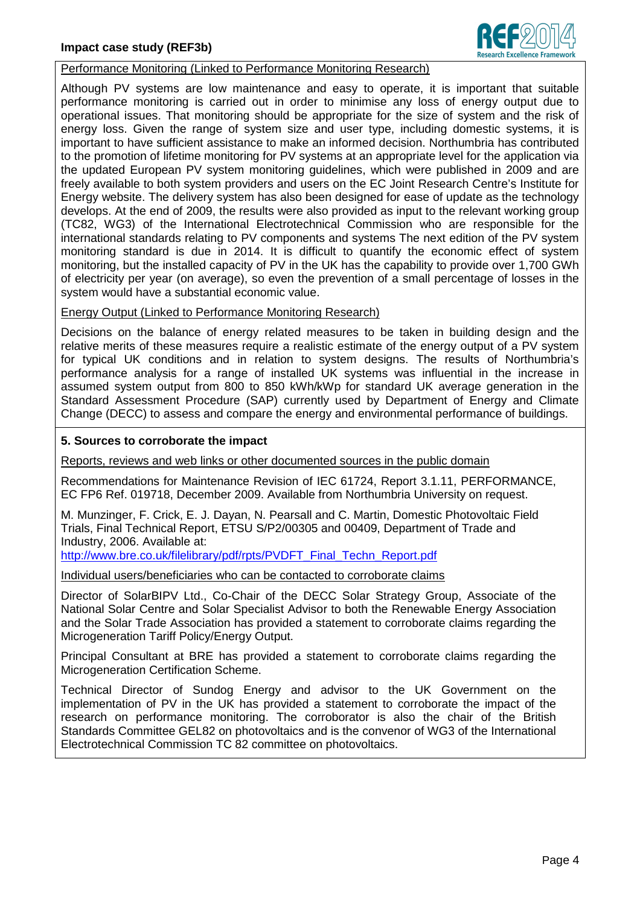Performance Monitoring (Linked to Performance Monitoring Research)

Although PV systems are low maintenance and easy to operate, it is important that suitable performance monitoring is carried out in order to minimise any loss of energy output due to operational issues. That monitoring should be appropriate for the size of system and the risk of energy loss. Given the range of system size and user type, including domestic systems, it is important to have sufficient assistance to make an informed decision. Northumbria has contributed to the promotion of lifetime monitoring for PV systems at an appropriate level for the application via the updated European PV system monitoring guidelines, which were published in 2009 and are freely available to both system providers and users on the EC Joint Research Centre's Institute for Energy website. The delivery system has also been designed for ease of update as the technology develops. At the end of 2009, the results were also provided as input to the relevant working group (TC82, WG3) of the International Electrotechnical Commission who are responsible for the international standards relating to PV components and systems The next edition of the PV system monitoring standard is due in 2014. It is difficult to quantify the economic effect of system monitoring, but the installed capacity of PV in the UK has the capability to provide over 1,700 GWh of electricity per year (on average), so even the prevention of a small percentage of losses in the system would have a substantial economic value.

Energy Output (Linked to Performance Monitoring Research)

Decisions on the balance of energy related measures to be taken in building design and the relative merits of these measures require a realistic estimate of the energy output of a PV system for typical UK conditions and in relation to system designs. The results of Northumbria's performance analysis for a range of installed UK systems was influential in the increase in assumed system output from 800 to 850 kWh/kWp for standard UK average generation in the Standard Assessment Procedure (SAP) currently used by Department of Energy and Climate Change (DECC) to assess and compare the energy and environmental performance of buildings.

## 5. Sources to corroborate the impact

Reports, reviews and web links or other documented sources in the public domain

Recommendations for Maintenance Revision of IEC 61724, Report 3.1.11, PERFORMANCE, EC FP6 Ref. 019718, December 2009. Available from Northumbria University on request.

M. Munzinger, F. Crick, E. J. Dayan, N. Pearsall and C. Martin, Domestic Photovoltaic Field Trials, Final Technical Report, ETSU S/P2/00305 and 00409, Department of Trade and Industry, 2006. Available at: http://www.bre.co.uk/filelibrary/pdf/rpts/PVDFT_Final_Techn_Report.pdf

Individual users/beneficiaries who can be contacted to corroborate claims

Director of SolarBIPV Ltd., Co-Chair of the DECC Solar Strategy Group, Associate of the National Solar Centre and Solar Specialist Advisor to both the Renewable Energy Association and the Solar Trade Association has provided a statement to corroborate claims regarding the Microgeneration Tariff Policy/Energy Output.

Principal Consultant at BRE has provided a statement to corroborate claims regarding the Microgeneration Certification Scheme.

Technical Director of Sundog Energy and advisor to the UK Government on the implementation of PV in the UK has provided a statement to corroborate the impact of the research on performance monitoring. The corroborator is also the chair of the British Standards Committee GEL82 on photovoltaics and is the convenor of WG3 of the International Electrotechnical Commission TC 82 committee on photovoltaics.